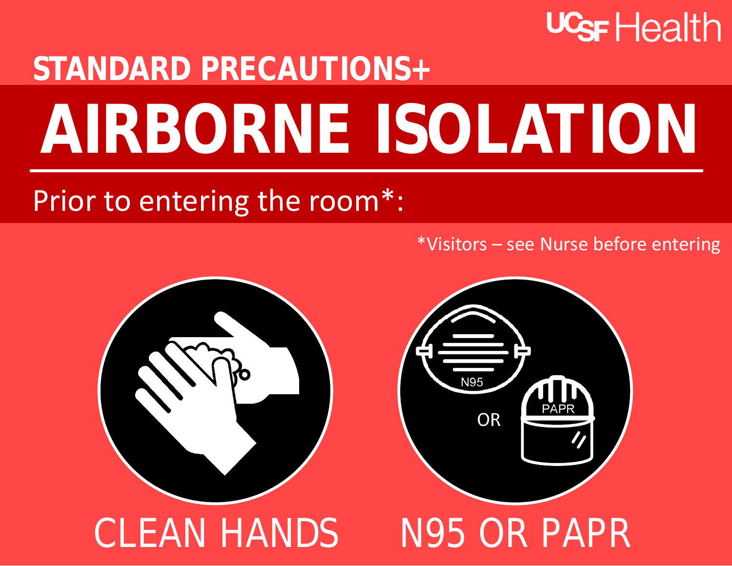UCSF Health

## STANDARD PRECAUTIONS+

# AIRBORNE ISOLATION

Prior to entering the room*:

*Visitors – see Nurse before entering

N95

OR

PAPR

CLEAN HANDS

N95 OR PAPR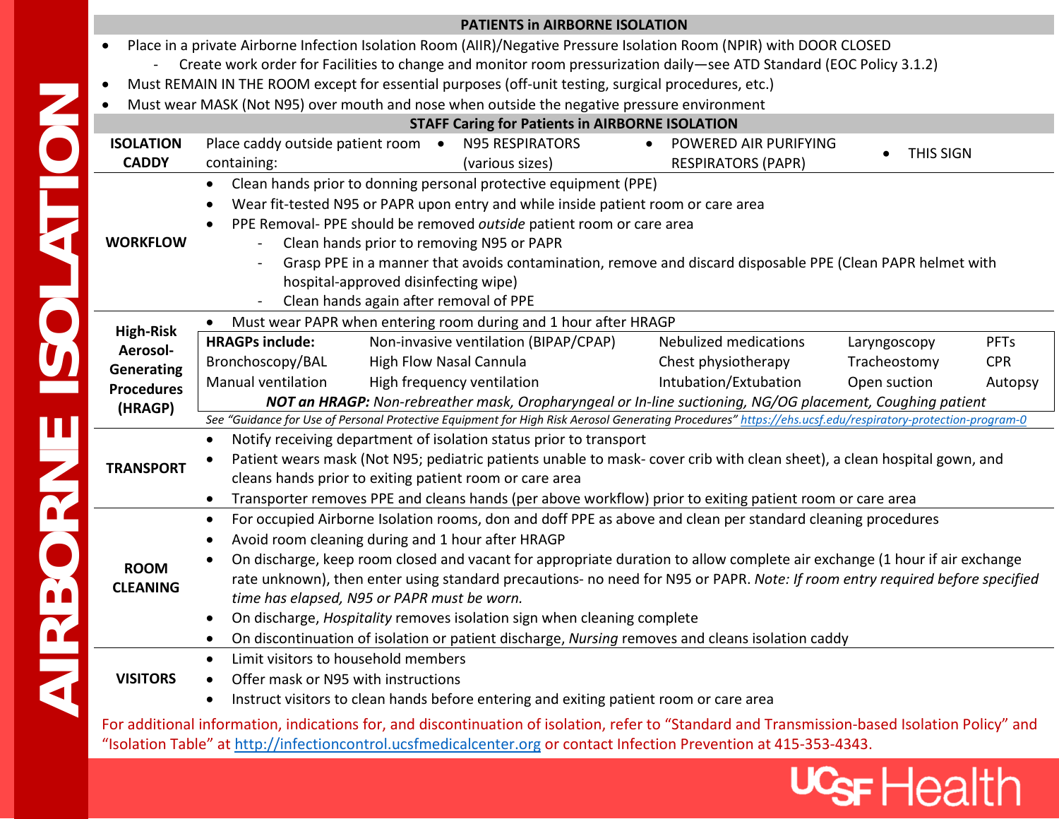# AIRBORNE ISOLATION

## PATIENTS in AIRBORNE ISOLATION

- Place in a private Airborne Infection Isolation Room (AIIR)/Negative Pressure Isolation Room (NPIR) with DOOR CLOSED
  - Create work order for Facilities to change and monitor room pressurization daily—see ATD Standard (EOC Policy 3.1.2)
- Must REMAIN IN THE ROOM except for essential purposes (off-unit testing, surgical procedures, etc.)
- Must wear MASK (Not N95) over mouth and nose when outside the negative pressure environment

## STAFF Caring for Patients in AIRBORNE ISOLATION

**ISOLATION CADDY**

Place caddy outside patient room containing:

- N95 RESPIRATORS (various sizes)
- POWERED AIR PURIFYING RESPIRATORS (PAPR)
- THIS SIGN

**WORKFLOW**

- Clean hands prior to donning personal protective equipment (PPE)
- Wear fit-tested N95 or PAPR upon entry and while inside patient room or care area
- PPE Removal- PPE should be removed *outside* patient room or care area
  - Clean hands prior to removing N95 or PAPR
  - Grasp PPE in a manner that avoids contamination, remove and discard disposable PPE (Clean PAPR helmet with hospital-approved disinfecting wipe)
  - Clean hands again after removal of PPE

**High-Risk Aerosol-Generating Procedures (HRAGP)**

- Must wear PAPR when entering room during and 1 hour after HRAGP

| | | | | |
|---|---|---|---|---|
| **HRAGPs include:** | Non-invasive ventilation (BIPAP/CPAP) | Nebulized medications | Laryngoscopy | PFTs |
| Bronchoscopy/BAL | High Flow Nasal Cannula | Chest physiotherapy | Tracheostomy | CPR |
| Manual ventilation | High frequency ventilation | Intubation/Extubation | Open suction | Autopsy |

***NOT an HRAGP:*** *Non-rebreather mask, Oropharyngeal or In-line suctioning, NG/OG placement, Coughing patient*

*See "Guidance for Use of Personal Protective Equipment for High Risk Aerosol Generating Procedures"* https://ehs.ucsf.edu/respiratory-protection-program-0

**TRANSPORT**

- Notify receiving department of isolation status prior to transport
- Patient wears mask (Not N95; pediatric patients unable to mask- cover crib with clean sheet), a clean hospital gown, and cleans hands prior to exiting patient room or care area
- Transporter removes PPE and cleans hands (per above workflow) prior to exiting patient room or care area

**ROOM CLEANING**

- For occupied Airborne Isolation rooms, don and doff PPE as above and clean per standard cleaning procedures
- Avoid room cleaning during and 1 hour after HRAGP
- On discharge, keep room closed and vacant for appropriate duration to allow complete air exchange (1 hour if air exchange rate unknown), then enter using standard precautions- no need for N95 or PAPR. *Note: If room entry required before specified time has elapsed, N95 or PAPR must be worn.*
- On discharge, *Hospitality* removes isolation sign when cleaning complete
- On discontinuation of isolation or patient discharge, *Nursing* removes and cleans isolation caddy

**VISITORS**

- Limit visitors to household members
- Offer mask or N95 with instructions
- Instruct visitors to clean hands before entering and exiting patient room or care area

For additional information, indications for, and discontinuation of isolation, refer to "Standard and Transmission-based Isolation Policy" and "Isolation Table" at http://infectioncontrol.ucsfmedicalcenter.org or contact Infection Prevention at 415-353-4343.

UCSF Health